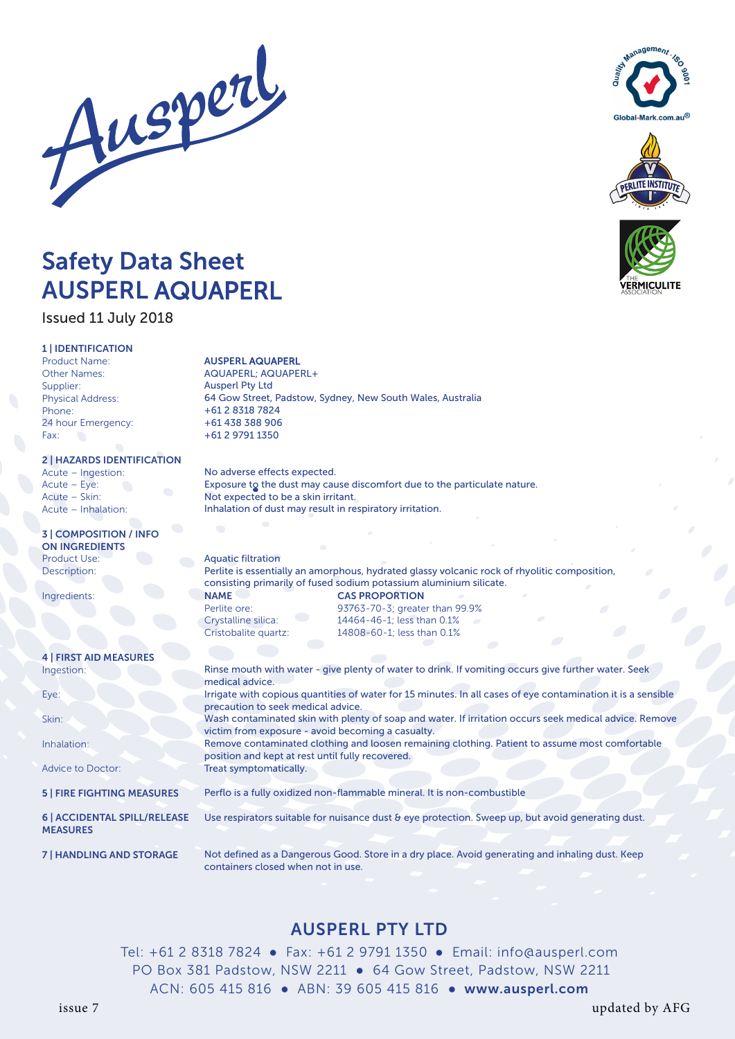# Safety Data Sheet
# AUSPERL AQUAPERL

Issued 11 July 2018

## 1 | IDENTIFICATION

| | |
|---|---|
| Product Name: | **AUSPERL AQUAPERL** |
| Other Names: | AQUAPERL; AQUAPERL+ |
| Supplier: | Ausperl Pty Ltd |
| Physical Address: | 64 Gow Street, Padstow, Sydney, New South Wales, Australia |
| Phone: | +61 2 8318 7824 |
| 24 hour Emergency: | +61 438 388 906 |
| Fax: | +61 2 9791 1350 |

## 2 | HAZARDS IDENTIFICATION

| | |
|---|---|
| Acute – Ingestion: | No adverse effects expected. |
| Acute – Eye: | Exposure to the dust may cause discomfort due to the particulate nature. |
| Acute – Skin: | Not expected to be a skin irritant. |
| Acute – Inhalation: | Inhalation of dust may result in respiratory irritation. |

## 3 | COMPOSITION / INFO ON INGREDIENTS

Product Use: Aquatic filtration

Description: Perlite is essentially an amorphous, hydrated glassy volcanic rock of rhyolitic composition, consisting primarily of fused sodium potassium aluminium silicate.

Ingredients:

| NAME | CAS PROPORTION |
|---|---|
| Perlite ore: | 93763-70-3; greater than 99.9% |
| Crystalline silica: | 14464-46-1; less than 0.1% |
| Cristobalite quartz: | 14808-60-1; less than 0.1% |

## 4 | FIRST AID MEASURES

| | |
|---|---|
| Ingestion: | Rinse mouth with water - give plenty of water to drink. If vomiting occurs give further water. Seek medical advice. |
| Eye: | Irrigate with copious quantities of water for 15 minutes. In all cases of eye contamination it is a sensible precaution to seek medical advice. |
| Skin: | Wash contaminated skin with plenty of soap and water. If irritation occurs seek medical advice. Remove victim from exposure - avoid becoming a casualty. |
| Inhalation: | Remove contaminated clothing and loosen remaining clothing. Patient to assume most comfortable position and kept at rest until fully recovered. |
| Advice to Doctor: | Treat symptomatically. |

## 5 | FIRE FIGHTING MEASURES

Perflo is a fully oxidized non-flammable mineral. It is non-combustible

## 6 | ACCIDENTAL SPILL/RELEASE MEASURES

Use respirators suitable for nuisance dust & eye protection. Sweep up, but avoid generating dust.

## 7 | HANDLING AND STORAGE

Not defined as a Dangerous Good. Store in a dry place. Avoid generating and inhaling dust. Keep containers closed when not in use.

**AUSPERL PTY LTD**

Tel: +61 2 8318 7824 • Fax: +61 2 9791 1350 • Email: info@ausperl.com
PO Box 381 Padstow, NSW 2211 • 64 Gow Street, Padstow, NSW 2211
ACN: 605 415 816 • ABN: 39 605 415 816 • **www.ausperl.com**

issue 7 updated by AFG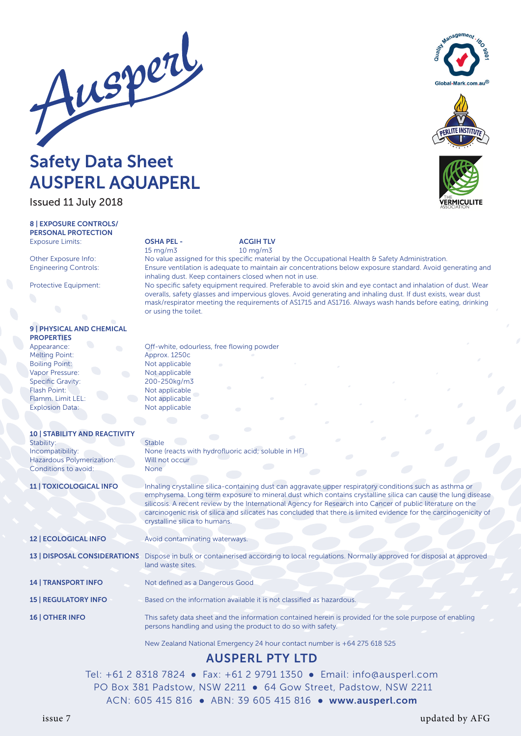Ausperl

# Safety Data Sheet AUSPERL AQUAPERL

Issued 11 July 2018

## 8 | EXPOSURE CONTROLS/ PERSONAL PROTECTION

| | | |
|---|---|---|
| Exposure Limits: | **OSHA PEL -** 15 mg/m3 | **ACGIH TLV** 10 mg/m3 |
| Other Exposure Info: | No value assigned for this specific material by the Occupational Health & Safety Administration. | |
| Engineering Controls: | Ensure ventilation is adequate to maintain air concentrations below exposure standard. Avoid generating and inhaling dust. Keep containers closed when not in use. | |
| Protective Equipment: | No specific safety equipment required. Preferable to avoid skin and eye contact and inhalation of dust. Wear overalls, safety glasses and impervious gloves. Avoid generating and inhaling dust. If dust exists, wear dust mask/respirator meeting the requirements of AS1715 and AS1716. Always wash hands before eating, drinking or using the toilet. | |

## 9 | PHYSICAL AND CHEMICAL PROPERTIES

| | |
|---|---|
| Appearance: | Off-white, odourless, free flowing powder |
| Melting Point: | Approx. 1250c |
| Boiling Point: | Not applicable |
| Vapor Pressure: | Not applicable |
| Specific Gravity: | 200-250kg/m3 |
| Flash Point: | Not applicable |
| Flamm. Limit LEL: | Not applicable |
| Explosion Data: | Not applicable |

## 10 | STABILITY AND REACTIVITY

| | |
|---|---|
| Stability: | Stable |
| Incompatibility: | None (reacts with hydrofluoric acid; soluble in HF) |
| Hazardous Polymerization: | Will not occur |
| Conditions to avoid: | None |

## 11 | TOXICOLOGICAL INFO

Inhaling crystalline silica-containing dust can aggravate upper respiratory conditions such as asthma or emphysema. Long term exposure to mineral dust which contains crystalline silica can cause the lung disease silicosis. A recent review by the International Agency for Research into Cancer of public literature on the carcinogenic risk of silica and silicates has concluded that there is limited evidence for the carcinogenicity of crystalline silica to humans.

## 12 | ECOLOGICAL INFO

Avoid contaminating waterways.

## 13 | DISPOSAL CONSIDERATIONS

Dispose in bulk or containerised according to local regulations. Normally approved for disposal at approved land waste sites.

## 14 | TRANSPORT INFO

Not defined as a Dangerous Good

## 15 | REGULATORY INFO

Based on the information available it is not classified as hazardous.

## 16 | OTHER INFO

This safety data sheet and the information contained herein is provided for the sole purpose of enabling persons handling and using the product to do so with safety.

New Zealand National Emergency 24 hour contact number is +64 275 618 525

## AUSPERL PTY LTD

Tel: +61 2 8318 7824 ● Fax: +61 2 9791 1350 ● Email: info@ausperl.com
PO Box 381 Padstow, NSW 2211 ● 64 Gow Street, Padstow, NSW 2211
ACN: 605 415 816 ● ABN: 39 605 415 816 ● **www.ausperl.com**

issue 7

updated by AFG